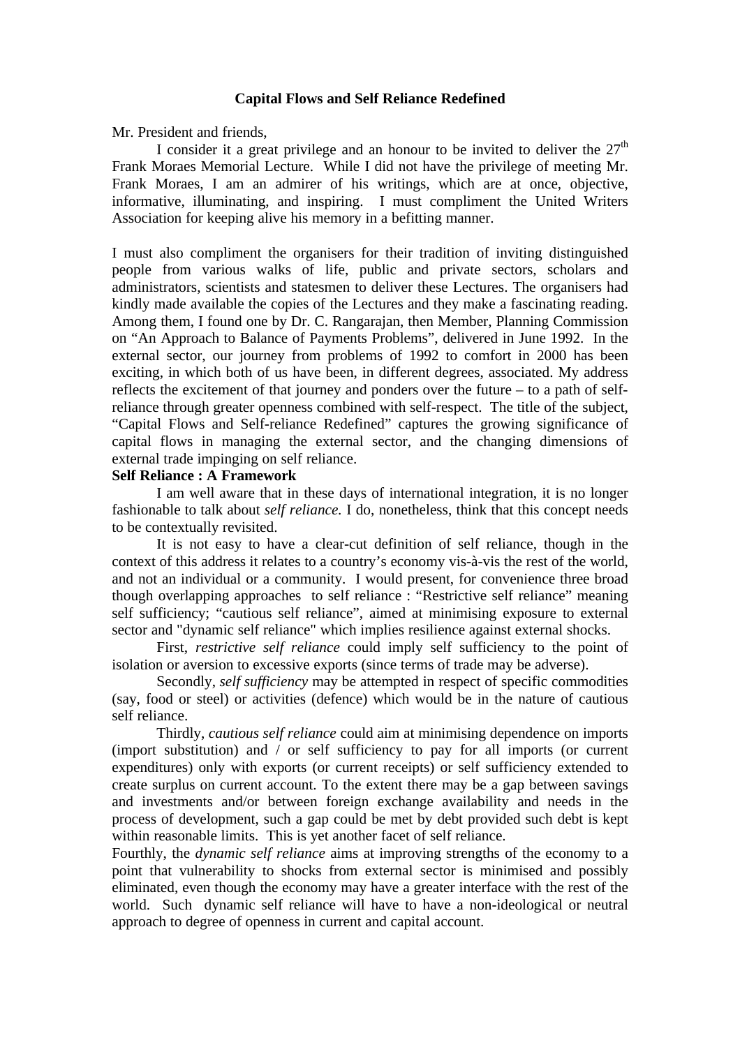# Capital Flows and Self Reliance Redefined

Mr. President and friends,

I consider it a great privilege and an honour to be invited to deliver the 27th Frank Moraes Memorial Lecture. While I did not have the privilege of meeting Mr. Frank Moraes, I am an admirer of his writings, which are at once, objective, informative, illuminating, and inspiring. I must compliment the United Writers Association for keeping alive his memory in a befitting manner.

I must also compliment the organisers for their tradition of inviting distinguished people from various walks of life, public and private sectors, scholars and administrators, scientists and statesmen to deliver these Lectures. The organisers had kindly made available the copies of the Lectures and they make a fascinating reading. Among them, I found one by Dr. C. Rangarajan, then Member, Planning Commission on "An Approach to Balance of Payments Problems", delivered in June 1992. In the external sector, our journey from problems of 1992 to comfort in 2000 has been exciting, in which both of us have been, in different degrees, associated. My address reflects the excitement of that journey and ponders over the future – to a path of self-reliance through greater openness combined with self-respect. The title of the subject, "Capital Flows and Self-reliance Redefined" captures the growing significance of capital flows in managing the external sector, and the changing dimensions of external trade impinging on self reliance.

**Self Reliance : A Framework**

I am well aware that in these days of international integration, it is no longer fashionable to talk about *self reliance.* I do, nonetheless, think that this concept needs to be contextually revisited.

It is not easy to have a clear-cut definition of self reliance, though in the context of this address it relates to a country's economy vis-à-vis the rest of the world, and not an individual or a community. I would present, for convenience three broad though overlapping approaches to self reliance : "Restrictive self reliance" meaning self sufficiency; "cautious self reliance", aimed at minimising exposure to external sector and "dynamic self reliance" which implies resilience against external shocks.

First, *restrictive self reliance* could imply self sufficiency to the point of isolation or aversion to excessive exports (since terms of trade may be adverse).

Secondly, *self sufficiency* may be attempted in respect of specific commodities (say, food or steel) or activities (defence) which would be in the nature of cautious self reliance.

Thirdly, *cautious self reliance* could aim at minimising dependence on imports (import substitution) and / or self sufficiency to pay for all imports (or current expenditures) only with exports (or current receipts) or self sufficiency extended to create surplus on current account. To the extent there may be a gap between savings and investments and/or between foreign exchange availability and needs in the process of development, such a gap could be met by debt provided such debt is kept within reasonable limits. This is yet another facet of self reliance.

Fourthly, the *dynamic self reliance* aims at improving strengths of the economy to a point that vulnerability to shocks from external sector is minimised and possibly eliminated, even though the economy may have a greater interface with the rest of the world. Such dynamic self reliance will have to have a non-ideological or neutral approach to degree of openness in current and capital account.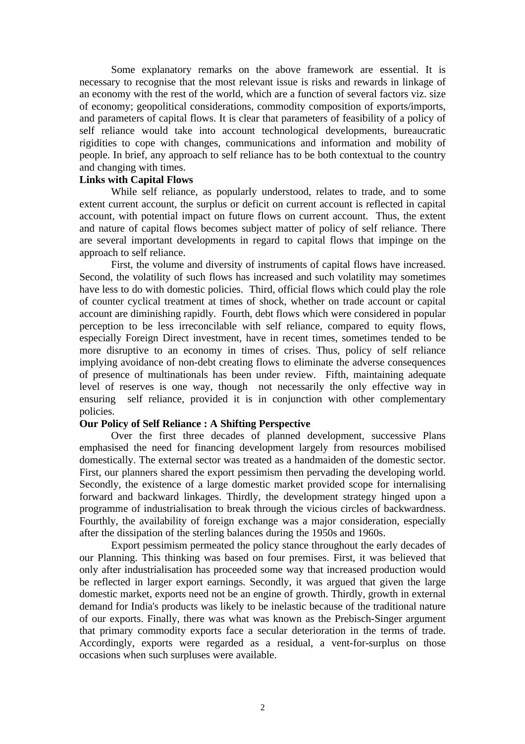Some explanatory remarks on the above framework are essential. It is necessary to recognise that the most relevant issue is risks and rewards in linkage of an economy with the rest of the world, which are a function of several factors viz. size of economy; geopolitical considerations, commodity composition of exports/imports, and parameters of capital flows. It is clear that parameters of feasibility of a policy of self reliance would take into account technological developments, bureaucratic rigidities to cope with changes, communications and information and mobility of people. In brief, any approach to self reliance has to be both contextual to the country and changing with times.

**Links with Capital Flows**

While self reliance, as popularly understood, relates to trade, and to some extent current account, the surplus or deficit on current account is reflected in capital account, with potential impact on future flows on current account. Thus, the extent and nature of capital flows becomes subject matter of policy of self reliance. There are several important developments in regard to capital flows that impinge on the approach to self reliance.

First, the volume and diversity of instruments of capital flows have increased. Second, the volatility of such flows has increased and such volatility may sometimes have less to do with domestic policies. Third, official flows which could play the role of counter cyclical treatment at times of shock, whether on trade account or capital account are diminishing rapidly. Fourth, debt flows which were considered in popular perception to be less irreconcilable with self reliance, compared to equity flows, especially Foreign Direct investment, have in recent times, sometimes tended to be more disruptive to an economy in times of crises. Thus, policy of self reliance implying avoidance of non-debt creating flows to eliminate the adverse consequences of presence of multinationals has been under review. Fifth, maintaining adequate level of reserves is one way, though not necessarily the only effective way in ensuring self reliance, provided it is in conjunction with other complementary policies.

**Our Policy of Self Reliance : A Shifting Perspective**

Over the first three decades of planned development, successive Plans emphasised the need for financing development largely from resources mobilised domestically. The external sector was treated as a handmaiden of the domestic sector. First, our planners shared the export pessimism then pervading the developing world. Secondly, the existence of a large domestic market provided scope for internalising forward and backward linkages. Thirdly, the development strategy hinged upon a programme of industrialisation to break through the vicious circles of backwardness. Fourthly, the availability of foreign exchange was a major consideration, especially after the dissipation of the sterling balances during the 1950s and 1960s.

Export pessimism permeated the policy stance throughout the early decades of our Planning. This thinking was based on four premises. First, it was believed that only after industrialisation has proceeded some way that increased production would be reflected in larger export earnings. Secondly, it was argued that given the large domestic market, exports need not be an engine of growth. Thirdly, growth in external demand for India's products was likely to be inelastic because of the traditional nature of our exports. Finally, there was what was known as the Prebisch-Singer argument that primary commodity exports face a secular deterioration in the terms of trade. Accordingly, exports were regarded as a residual, a vent-for-surplus on those occasions when such surpluses were available.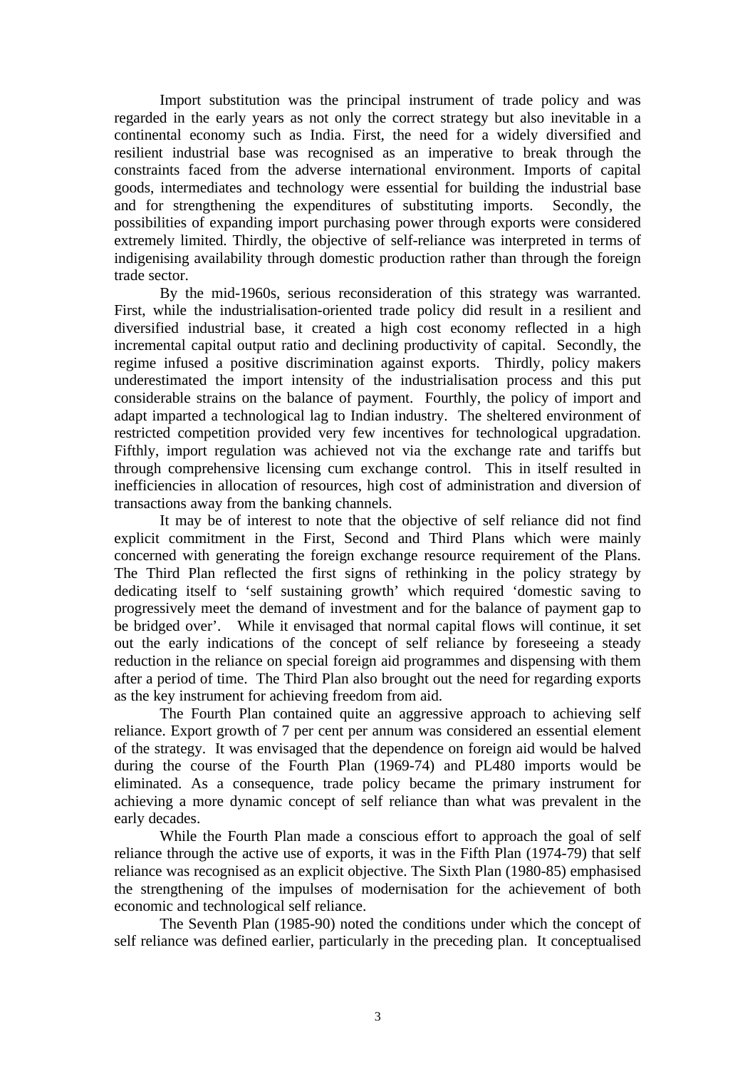Import substitution was the principal instrument of trade policy and was regarded in the early years as not only the correct strategy but also inevitable in a continental economy such as India. First, the need for a widely diversified and resilient industrial base was recognised as an imperative to break through the constraints faced from the adverse international environment. Imports of capital goods, intermediates and technology were essential for building the industrial base and for strengthening the expenditures of substituting imports. Secondly, the possibilities of expanding import purchasing power through exports were considered extremely limited. Thirdly, the objective of self-reliance was interpreted in terms of indigenising availability through domestic production rather than through the foreign trade sector.

By the mid-1960s, serious reconsideration of this strategy was warranted. First, while the industrialisation-oriented trade policy did result in a resilient and diversified industrial base, it created a high cost economy reflected in a high incremental capital output ratio and declining productivity of capital. Secondly, the regime infused a positive discrimination against exports. Thirdly, policy makers underestimated the import intensity of the industrialisation process and this put considerable strains on the balance of payment. Fourthly, the policy of import and adapt imparted a technological lag to Indian industry. The sheltered environment of restricted competition provided very few incentives for technological upgradation. Fifthly, import regulation was achieved not via the exchange rate and tariffs but through comprehensive licensing cum exchange control. This in itself resulted in inefficiencies in allocation of resources, high cost of administration and diversion of transactions away from the banking channels.

It may be of interest to note that the objective of self reliance did not find explicit commitment in the First, Second and Third Plans which were mainly concerned with generating the foreign exchange resource requirement of the Plans. The Third Plan reflected the first signs of rethinking in the policy strategy by dedicating itself to 'self sustaining growth' which required 'domestic saving to progressively meet the demand of investment and for the balance of payment gap to be bridged over'. While it envisaged that normal capital flows will continue, it set out the early indications of the concept of self reliance by foreseeing a steady reduction in the reliance on special foreign aid programmes and dispensing with them after a period of time. The Third Plan also brought out the need for regarding exports as the key instrument for achieving freedom from aid.

The Fourth Plan contained quite an aggressive approach to achieving self reliance. Export growth of 7 per cent per annum was considered an essential element of the strategy. It was envisaged that the dependence on foreign aid would be halved during the course of the Fourth Plan (1969-74) and PL480 imports would be eliminated. As a consequence, trade policy became the primary instrument for achieving a more dynamic concept of self reliance than what was prevalent in the early decades.

While the Fourth Plan made a conscious effort to approach the goal of self reliance through the active use of exports, it was in the Fifth Plan (1974-79) that self reliance was recognised as an explicit objective. The Sixth Plan (1980-85) emphasised the strengthening of the impulses of modernisation for the achievement of both economic and technological self reliance.

The Seventh Plan (1985-90) noted the conditions under which the concept of self reliance was defined earlier, particularly in the preceding plan. It conceptualised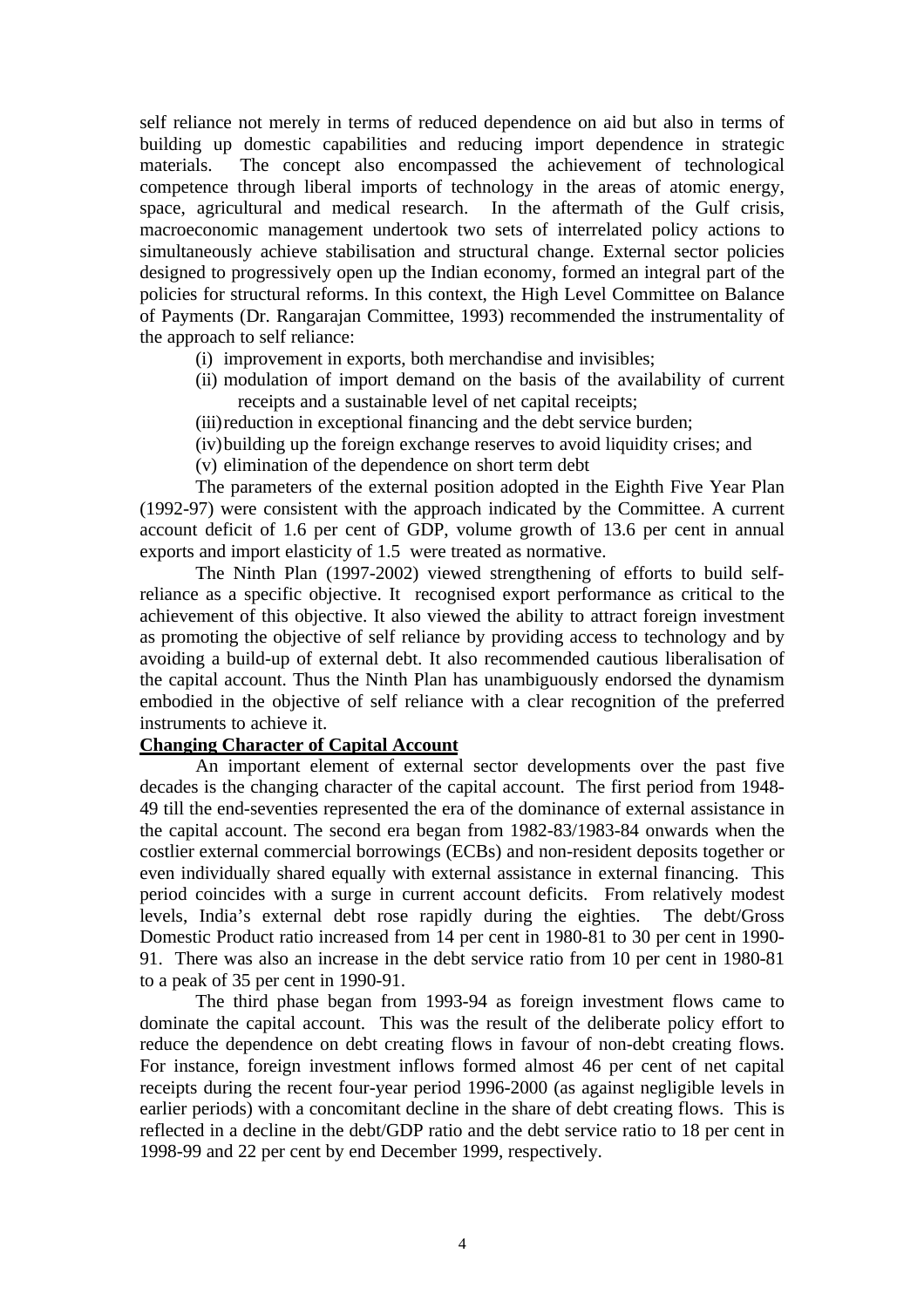self reliance not merely in terms of reduced dependence on aid but also in terms of building up domestic capabilities and reducing import dependence in strategic materials. The concept also encompassed the achievement of technological competence through liberal imports of technology in the areas of atomic energy, space, agricultural and medical research. In the aftermath of the Gulf crisis, macroeconomic management undertook two sets of interrelated policy actions to simultaneously achieve stabilisation and structural change. External sector policies designed to progressively open up the Indian economy, formed an integral part of the policies for structural reforms. In this context, the High Level Committee on Balance of Payments (Dr. Rangarajan Committee, 1993) recommended the instrumentality of the approach to self reliance:

(i) improvement in exports, both merchandise and invisibles;
(ii) modulation of import demand on the basis of the availability of current receipts and a sustainable level of net capital receipts;
(iii) reduction in exceptional financing and the debt service burden;
(iv) building up the foreign exchange reserves to avoid liquidity crises; and
(v) elimination of the dependence on short term debt

The parameters of the external position adopted in the Eighth Five Year Plan (1992-97) were consistent with the approach indicated by the Committee. A current account deficit of 1.6 per cent of GDP, volume growth of 13.6 per cent in annual exports and import elasticity of 1.5 were treated as normative.

The Ninth Plan (1997-2002) viewed strengthening of efforts to build self-reliance as a specific objective. It recognised export performance as critical to the achievement of this objective. It also viewed the ability to attract foreign investment as promoting the objective of self reliance by providing access to technology and by avoiding a build-up of external debt. It also recommended cautious liberalisation of the capital account. Thus the Ninth Plan has unambiguously endorsed the dynamism embodied in the objective of self reliance with a clear recognition of the preferred instruments to achieve it.

**Changing Character of Capital Account**

An important element of external sector developments over the past five decades is the changing character of the capital account. The first period from 1948-49 till the end-seventies represented the era of the dominance of external assistance in the capital account. The second era began from 1982-83/1983-84 onwards when the costlier external commercial borrowings (ECBs) and non-resident deposits together or even individually shared equally with external assistance in external financing. This period coincides with a surge in current account deficits. From relatively modest levels, India's external debt rose rapidly during the eighties. The debt/Gross Domestic Product ratio increased from 14 per cent in 1980-81 to 30 per cent in 1990-91. There was also an increase in the debt service ratio from 10 per cent in 1980-81 to a peak of 35 per cent in 1990-91.

The third phase began from 1993-94 as foreign investment flows came to dominate the capital account. This was the result of the deliberate policy effort to reduce the dependence on debt creating flows in favour of non-debt creating flows. For instance, foreign investment inflows formed almost 46 per cent of net capital receipts during the recent four-year period 1996-2000 (as against negligible levels in earlier periods) with a concomitant decline in the share of debt creating flows. This is reflected in a decline in the debt/GDP ratio and the debt service ratio to 18 per cent in 1998-99 and 22 per cent by end December 1999, respectively.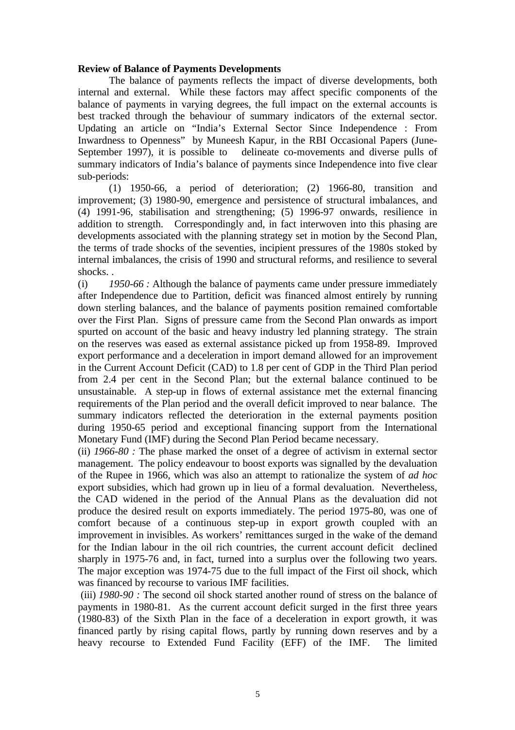**Review of Balance of Payments Developments**

The balance of payments reflects the impact of diverse developments, both internal and external. While these factors may affect specific components of the balance of payments in varying degrees, the full impact on the external accounts is best tracked through the behaviour of summary indicators of the external sector. Updating an article on "India's External Sector Since Independence : From Inwardness to Openness" by Muneesh Kapur, in the RBI Occasional Papers (June-September 1997), it is possible to delineate co-movements and diverse pulls of summary indicators of India's balance of payments since Independence into five clear sub-periods:

(1) 1950-66, a period of deterioration; (2) 1966-80, transition and improvement; (3) 1980-90, emergence and persistence of structural imbalances, and (4) 1991-96, stabilisation and strengthening; (5) 1996-97 onwards, resilience in addition to strength. Correspondingly and, in fact interwoven into this phasing are developments associated with the planning strategy set in motion by the Second Plan, the terms of trade shocks of the seventies, incipient pressures of the 1980s stoked by internal imbalances, the crisis of 1990 and structural reforms, and resilience to several shocks. .

(i) *1950-66 :* Although the balance of payments came under pressure immediately after Independence due to Partition, deficit was financed almost entirely by running down sterling balances, and the balance of payments position remained comfortable over the First Plan. Signs of pressure came from the Second Plan onwards as import spurted on account of the basic and heavy industry led planning strategy. The strain on the reserves was eased as external assistance picked up from 1958-89. Improved export performance and a deceleration in import demand allowed for an improvement in the Current Account Deficit (CAD) to 1.8 per cent of GDP in the Third Plan period from 2.4 per cent in the Second Plan; but the external balance continued to be unsustainable. A step-up in flows of external assistance met the external financing requirements of the Plan period and the overall deficit improved to near balance. The summary indicators reflected the deterioration in the external payments position during 1950-65 period and exceptional financing support from the International Monetary Fund (IMF) during the Second Plan Period became necessary.

(ii) *1966-80 :* The phase marked the onset of a degree of activism in external sector management. The policy endeavour to boost exports was signalled by the devaluation of the Rupee in 1966, which was also an attempt to rationalize the system of *ad hoc* export subsidies, which had grown up in lieu of a formal devaluation. Nevertheless, the CAD widened in the period of the Annual Plans as the devaluation did not produce the desired result on exports immediately. The period 1975-80, was one of comfort because of a continuous step-up in export growth coupled with an improvement in invisibles. As workers' remittances surged in the wake of the demand for the Indian labour in the oil rich countries, the current account deficit declined sharply in 1975-76 and, in fact, turned into a surplus over the following two years. The major exception was 1974-75 due to the full impact of the First oil shock, which was financed by recourse to various IMF facilities.

(iii) *1980-90 :* The second oil shock started another round of stress on the balance of payments in 1980-81. As the current account deficit surged in the first three years (1980-83) of the Sixth Plan in the face of a deceleration in export growth, it was financed partly by rising capital flows, partly by running down reserves and by a heavy recourse to Extended Fund Facility (EFF) of the IMF. The limited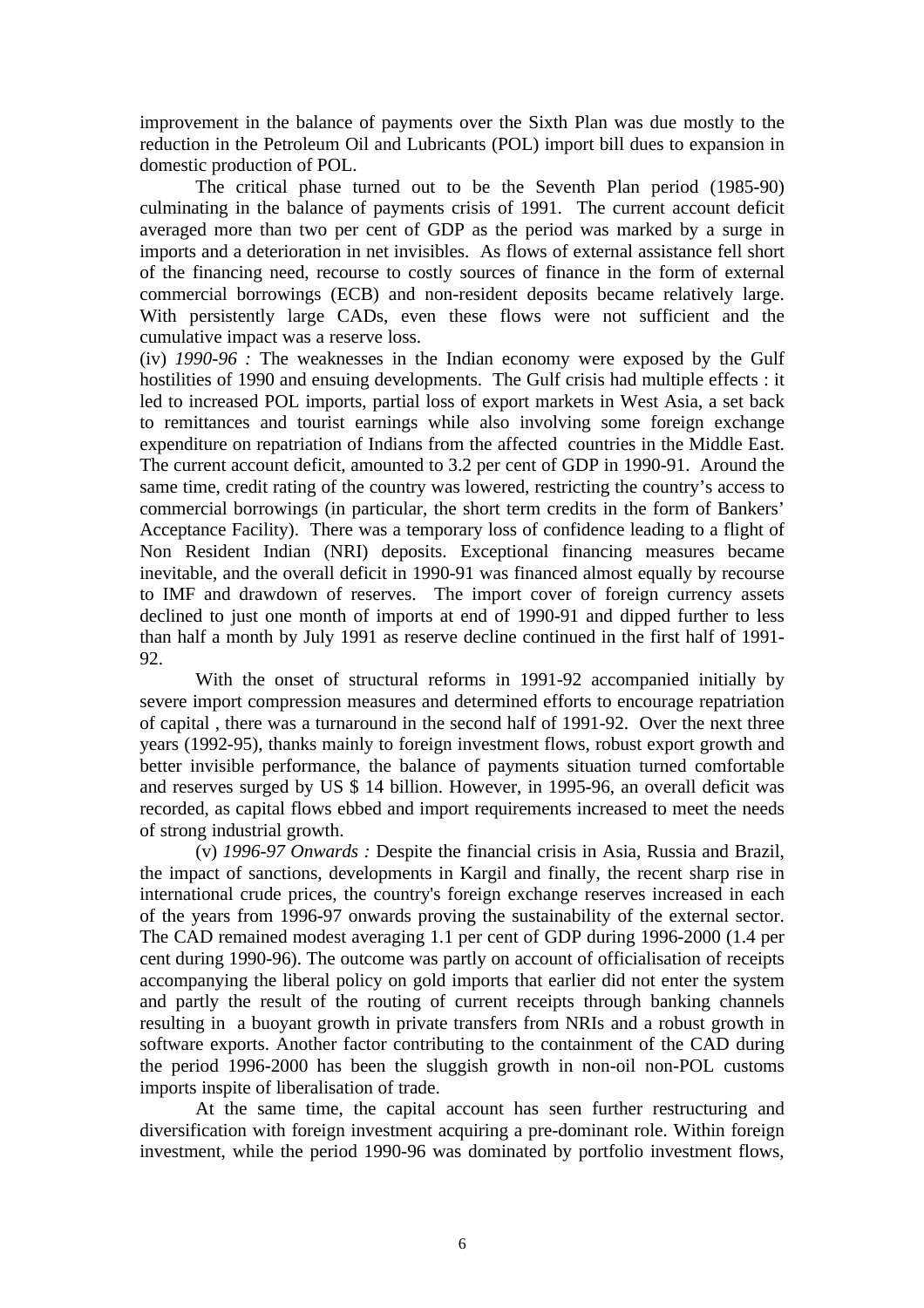improvement in the balance of payments over the Sixth Plan was due mostly to the reduction in the Petroleum Oil and Lubricants (POL) import bill dues to expansion in domestic production of POL.

The critical phase turned out to be the Seventh Plan period (1985-90) culminating in the balance of payments crisis of 1991. The current account deficit averaged more than two per cent of GDP as the period was marked by a surge in imports and a deterioration in net invisibles. As flows of external assistance fell short of the financing need, recourse to costly sources of finance in the form of external commercial borrowings (ECB) and non-resident deposits became relatively large. With persistently large CADs, even these flows were not sufficient and the cumulative impact was a reserve loss.

(iv) *1990-96 :* The weaknesses in the Indian economy were exposed by the Gulf hostilities of 1990 and ensuing developments. The Gulf crisis had multiple effects : it led to increased POL imports, partial loss of export markets in West Asia, a set back to remittances and tourist earnings while also involving some foreign exchange expenditure on repatriation of Indians from the affected countries in the Middle East. The current account deficit, amounted to 3.2 per cent of GDP in 1990-91. Around the same time, credit rating of the country was lowered, restricting the country's access to commercial borrowings (in particular, the short term credits in the form of Bankers' Acceptance Facility). There was a temporary loss of confidence leading to a flight of Non Resident Indian (NRI) deposits. Exceptional financing measures became inevitable, and the overall deficit in 1990-91 was financed almost equally by recourse to IMF and drawdown of reserves. The import cover of foreign currency assets declined to just one month of imports at end of 1990-91 and dipped further to less than half a month by July 1991 as reserve decline continued in the first half of 1991-92.

With the onset of structural reforms in 1991-92 accompanied initially by severe import compression measures and determined efforts to encourage repatriation of capital , there was a turnaround in the second half of 1991-92. Over the next three years (1992-95), thanks mainly to foreign investment flows, robust export growth and better invisible performance, the balance of payments situation turned comfortable and reserves surged by US $ 14 billion. However, in 1995-96, an overall deficit was recorded, as capital flows ebbed and import requirements increased to meet the needs of strong industrial growth.

(v) *1996-97 Onwards :* Despite the financial crisis in Asia, Russia and Brazil, the impact of sanctions, developments in Kargil and finally, the recent sharp rise in international crude prices, the country's foreign exchange reserves increased in each of the years from 1996-97 onwards proving the sustainability of the external sector. The CAD remained modest averaging 1.1 per cent of GDP during 1996-2000 (1.4 per cent during 1990-96). The outcome was partly on account of officialisation of receipts accompanying the liberal policy on gold imports that earlier did not enter the system and partly the result of the routing of current receipts through banking channels resulting in a buoyant growth in private transfers from NRIs and a robust growth in software exports. Another factor contributing to the containment of the CAD during the period 1996-2000 has been the sluggish growth in non-oil non-POL customs imports inspite of liberalisation of trade.

At the same time, the capital account has seen further restructuring and diversification with foreign investment acquiring a pre-dominant role. Within foreign investment, while the period 1990-96 was dominated by portfolio investment flows,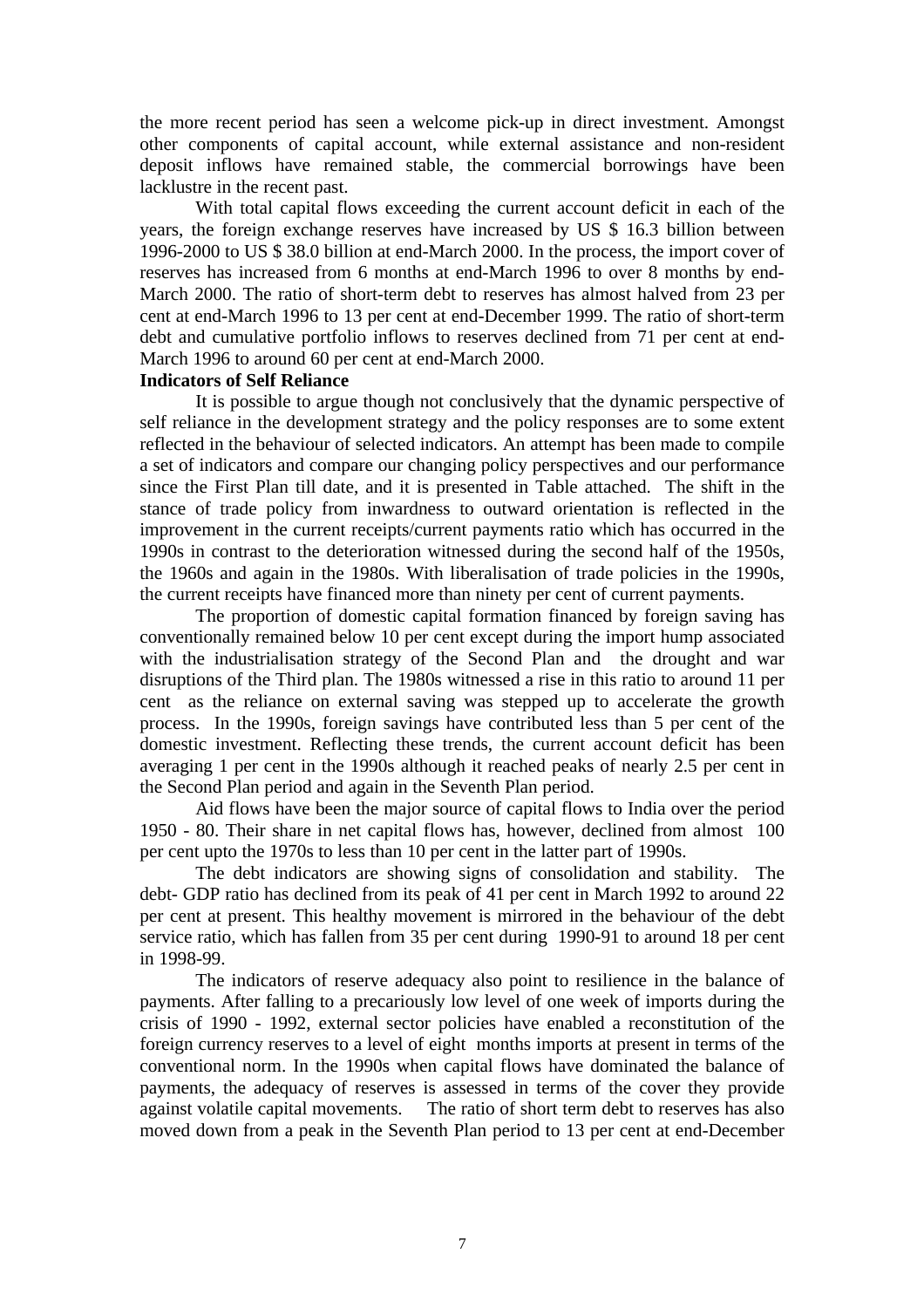the more recent period has seen a welcome pick-up in direct investment. Amongst other components of capital account, while external assistance and non-resident deposit inflows have remained stable, the commercial borrowings have been lacklustre in the recent past.

With total capital flows exceeding the current account deficit in each of the years, the foreign exchange reserves have increased by US $ 16.3 billion between 1996-2000 to US $ 38.0 billion at end-March 2000. In the process, the import cover of reserves has increased from 6 months at end-March 1996 to over 8 months by end-March 2000. The ratio of short-term debt to reserves has almost halved from 23 per cent at end-March 1996 to 13 per cent at end-December 1999. The ratio of short-term debt and cumulative portfolio inflows to reserves declined from 71 per cent at end-March 1996 to around 60 per cent at end-March 2000.

**Indicators of Self Reliance**

It is possible to argue though not conclusively that the dynamic perspective of self reliance in the development strategy and the policy responses are to some extent reflected in the behaviour of selected indicators. An attempt has been made to compile a set of indicators and compare our changing policy perspectives and our performance since the First Plan till date, and it is presented in Table attached. The shift in the stance of trade policy from inwardness to outward orientation is reflected in the improvement in the current receipts/current payments ratio which has occurred in the 1990s in contrast to the deterioration witnessed during the second half of the 1950s, the 1960s and again in the 1980s. With liberalisation of trade policies in the 1990s, the current receipts have financed more than ninety per cent of current payments.

The proportion of domestic capital formation financed by foreign saving has conventionally remained below 10 per cent except during the import hump associated with the industrialisation strategy of the Second Plan and the drought and war disruptions of the Third plan. The 1980s witnessed a rise in this ratio to around 11 per cent as the reliance on external saving was stepped up to accelerate the growth process. In the 1990s, foreign savings have contributed less than 5 per cent of the domestic investment. Reflecting these trends, the current account deficit has been averaging 1 per cent in the 1990s although it reached peaks of nearly 2.5 per cent in the Second Plan period and again in the Seventh Plan period.

Aid flows have been the major source of capital flows to India over the period 1950 - 80. Their share in net capital flows has, however, declined from almost 100 per cent upto the 1970s to less than 10 per cent in the latter part of 1990s.

The debt indicators are showing signs of consolidation and stability. The debt- GDP ratio has declined from its peak of 41 per cent in March 1992 to around 22 per cent at present. This healthy movement is mirrored in the behaviour of the debt service ratio, which has fallen from 35 per cent during 1990-91 to around 18 per cent in 1998-99.

The indicators of reserve adequacy also point to resilience in the balance of payments. After falling to a precariously low level of one week of imports during the crisis of 1990 - 1992, external sector policies have enabled a reconstitution of the foreign currency reserves to a level of eight months imports at present in terms of the conventional norm. In the 1990s when capital flows have dominated the balance of payments, the adequacy of reserves is assessed in terms of the cover they provide against volatile capital movements. The ratio of short term debt to reserves has also moved down from a peak in the Seventh Plan period to 13 per cent at end-December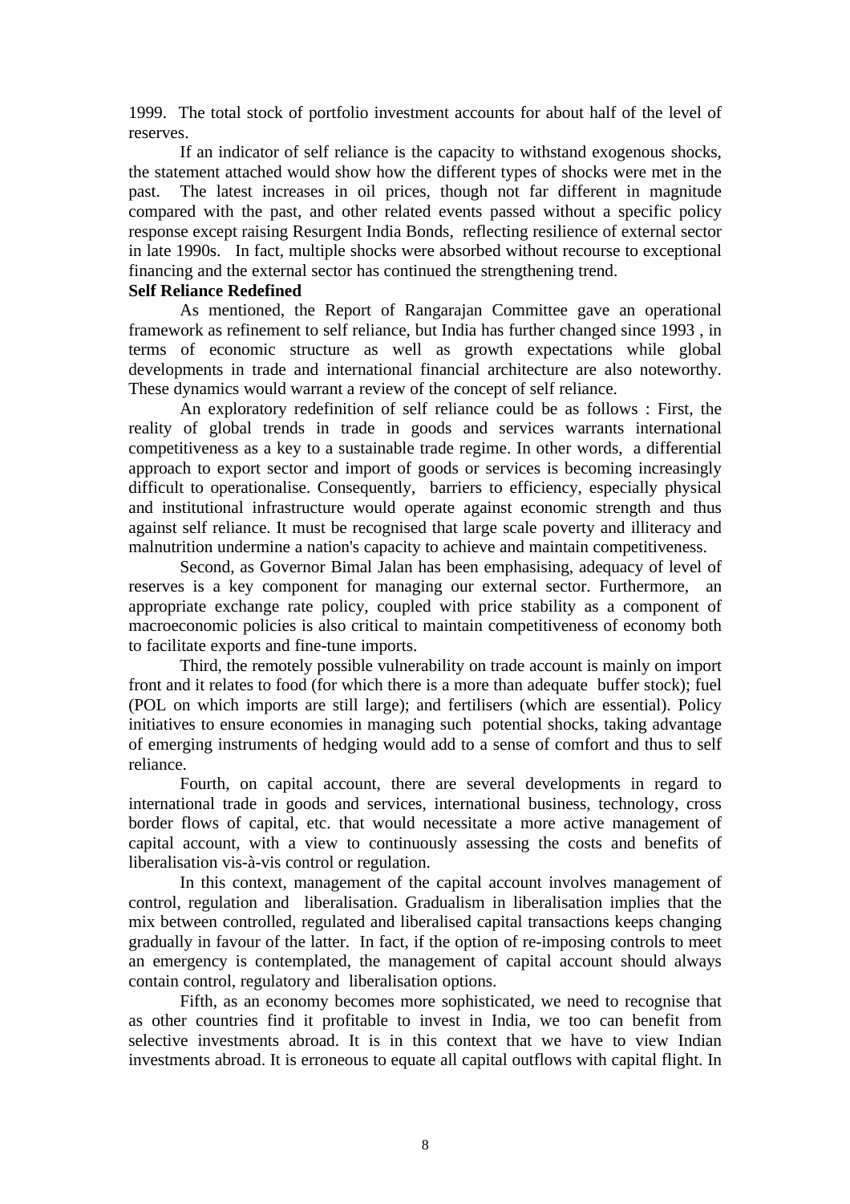1999. The total stock of portfolio investment accounts for about half of the level of reserves.

If an indicator of self reliance is the capacity to withstand exogenous shocks, the statement attached would show how the different types of shocks were met in the past. The latest increases in oil prices, though not far different in magnitude compared with the past, and other related events passed without a specific policy response except raising Resurgent India Bonds, reflecting resilience of external sector in late 1990s. In fact, multiple shocks were absorbed without recourse to exceptional financing and the external sector has continued the strengthening trend.

**Self Reliance Redefined**

As mentioned, the Report of Rangarajan Committee gave an operational framework as refinement to self reliance, but India has further changed since 1993 , in terms of economic structure as well as growth expectations while global developments in trade and international financial architecture are also noteworthy. These dynamics would warrant a review of the concept of self reliance.

An exploratory redefinition of self reliance could be as follows : First, the reality of global trends in trade in goods and services warrants international competitiveness as a key to a sustainable trade regime. In other words, a differential approach to export sector and import of goods or services is becoming increasingly difficult to operationalise. Consequently, barriers to efficiency, especially physical and institutional infrastructure would operate against economic strength and thus against self reliance. It must be recognised that large scale poverty and illiteracy and malnutrition undermine a nation's capacity to achieve and maintain competitiveness.

Second, as Governor Bimal Jalan has been emphasising, adequacy of level of reserves is a key component for managing our external sector. Furthermore, an appropriate exchange rate policy, coupled with price stability as a component of macroeconomic policies is also critical to maintain competitiveness of economy both to facilitate exports and fine-tune imports.

Third, the remotely possible vulnerability on trade account is mainly on import front and it relates to food (for which there is a more than adequate buffer stock); fuel (POL on which imports are still large); and fertilisers (which are essential). Policy initiatives to ensure economies in managing such potential shocks, taking advantage of emerging instruments of hedging would add to a sense of comfort and thus to self reliance.

Fourth, on capital account, there are several developments in regard to international trade in goods and services, international business, technology, cross border flows of capital, etc. that would necessitate a more active management of capital account, with a view to continuously assessing the costs and benefits of liberalisation vis-à-vis control or regulation.

In this context, management of the capital account involves management of control, regulation and liberalisation. Gradualism in liberalisation implies that the mix between controlled, regulated and liberalised capital transactions keeps changing gradually in favour of the latter. In fact, if the option of re-imposing controls to meet an emergency is contemplated, the management of capital account should always contain control, regulatory and liberalisation options.

Fifth, as an economy becomes more sophisticated, we need to recognise that as other countries find it profitable to invest in India, we too can benefit from selective investments abroad. It is in this context that we have to view Indian investments abroad. It is erroneous to equate all capital outflows with capital flight. In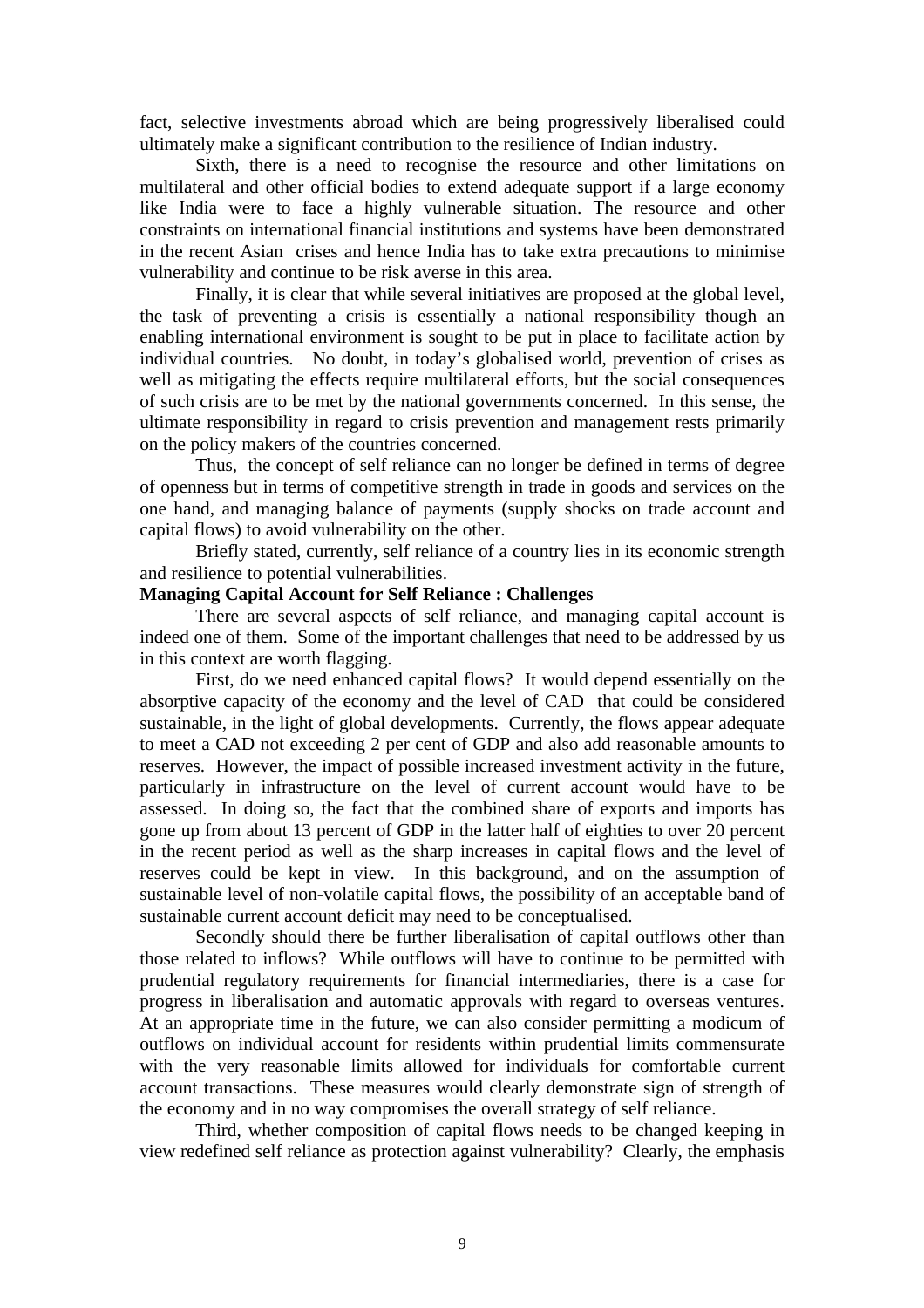fact, selective investments abroad which are being progressively liberalised could ultimately make a significant contribution to the resilience of Indian industry.

Sixth, there is a need to recognise the resource and other limitations on multilateral and other official bodies to extend adequate support if a large economy like India were to face a highly vulnerable situation. The resource and other constraints on international financial institutions and systems have been demonstrated in the recent Asian crises and hence India has to take extra precautions to minimise vulnerability and continue to be risk averse in this area.

Finally, it is clear that while several initiatives are proposed at the global level, the task of preventing a crisis is essentially a national responsibility though an enabling international environment is sought to be put in place to facilitate action by individual countries. No doubt, in today's globalised world, prevention of crises as well as mitigating the effects require multilateral efforts, but the social consequences of such crisis are to be met by the national governments concerned. In this sense, the ultimate responsibility in regard to crisis prevention and management rests primarily on the policy makers of the countries concerned.

Thus, the concept of self reliance can no longer be defined in terms of degree of openness but in terms of competitive strength in trade in goods and services on the one hand, and managing balance of payments (supply shocks on trade account and capital flows) to avoid vulnerability on the other.

Briefly stated, currently, self reliance of a country lies in its economic strength and resilience to potential vulnerabilities.

**Managing Capital Account for Self Reliance : Challenges**

There are several aspects of self reliance, and managing capital account is indeed one of them. Some of the important challenges that need to be addressed by us in this context are worth flagging.

First, do we need enhanced capital flows? It would depend essentially on the absorptive capacity of the economy and the level of CAD that could be considered sustainable, in the light of global developments. Currently, the flows appear adequate to meet a CAD not exceeding 2 per cent of GDP and also add reasonable amounts to reserves. However, the impact of possible increased investment activity in the future, particularly in infrastructure on the level of current account would have to be assessed. In doing so, the fact that the combined share of exports and imports has gone up from about 13 percent of GDP in the latter half of eighties to over 20 percent in the recent period as well as the sharp increases in capital flows and the level of reserves could be kept in view. In this background, and on the assumption of sustainable level of non-volatile capital flows, the possibility of an acceptable band of sustainable current account deficit may need to be conceptualised.

Secondly should there be further liberalisation of capital outflows other than those related to inflows? While outflows will have to continue to be permitted with prudential regulatory requirements for financial intermediaries, there is a case for progress in liberalisation and automatic approvals with regard to overseas ventures. At an appropriate time in the future, we can also consider permitting a modicum of outflows on individual account for residents within prudential limits commensurate with the very reasonable limits allowed for individuals for comfortable current account transactions. These measures would clearly demonstrate sign of strength of the economy and in no way compromises the overall strategy of self reliance.

Third, whether composition of capital flows needs to be changed keeping in view redefined self reliance as protection against vulnerability? Clearly, the emphasis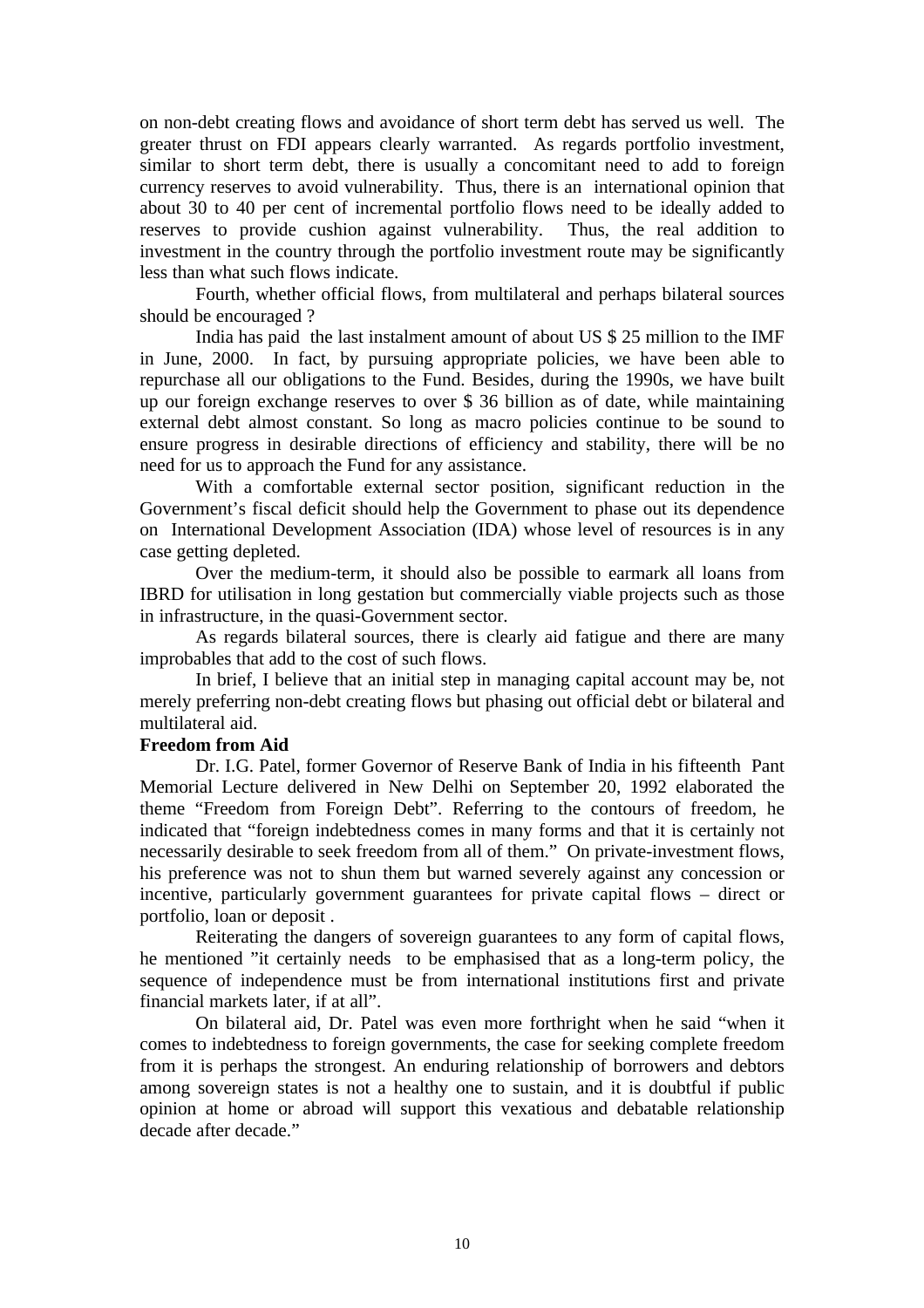on non-debt creating flows and avoidance of short term debt has served us well. The greater thrust on FDI appears clearly warranted. As regards portfolio investment, similar to short term debt, there is usually a concomitant need to add to foreign currency reserves to avoid vulnerability. Thus, there is an international opinion that about 30 to 40 per cent of incremental portfolio flows need to be ideally added to reserves to provide cushion against vulnerability. Thus, the real addition to investment in the country through the portfolio investment route may be significantly less than what such flows indicate.

Fourth, whether official flows, from multilateral and perhaps bilateral sources should be encouraged ?

India has paid the last instalment amount of about US $ 25 million to the IMF in June, 2000. In fact, by pursuing appropriate policies, we have been able to repurchase all our obligations to the Fund. Besides, during the 1990s, we have built up our foreign exchange reserves to over $ 36 billion as of date, while maintaining external debt almost constant. So long as macro policies continue to be sound to ensure progress in desirable directions of efficiency and stability, there will be no need for us to approach the Fund for any assistance.

With a comfortable external sector position, significant reduction in the Government's fiscal deficit should help the Government to phase out its dependence on International Development Association (IDA) whose level of resources is in any case getting depleted.

Over the medium-term, it should also be possible to earmark all loans from IBRD for utilisation in long gestation but commercially viable projects such as those in infrastructure, in the quasi-Government sector.

As regards bilateral sources, there is clearly aid fatigue and there are many improbables that add to the cost of such flows.

In brief, I believe that an initial step in managing capital account may be, not merely preferring non-debt creating flows but phasing out official debt or bilateral and multilateral aid.

**Freedom from Aid**

Dr. I.G. Patel, former Governor of Reserve Bank of India in his fifteenth Pant Memorial Lecture delivered in New Delhi on September 20, 1992 elaborated the theme "Freedom from Foreign Debt". Referring to the contours of freedom, he indicated that "foreign indebtedness comes in many forms and that it is certainly not necessarily desirable to seek freedom from all of them." On private-investment flows, his preference was not to shun them but warned severely against any concession or incentive, particularly government guarantees for private capital flows – direct or portfolio, loan or deposit .

Reiterating the dangers of sovereign guarantees to any form of capital flows, he mentioned "it certainly needs to be emphasised that as a long-term policy, the sequence of independence must be from international institutions first and private financial markets later, if at all".

On bilateral aid, Dr. Patel was even more forthright when he said "when it comes to indebtedness to foreign governments, the case for seeking complete freedom from it is perhaps the strongest. An enduring relationship of borrowers and debtors among sovereign states is not a healthy one to sustain, and it is doubtful if public opinion at home or abroad will support this vexatious and debatable relationship decade after decade."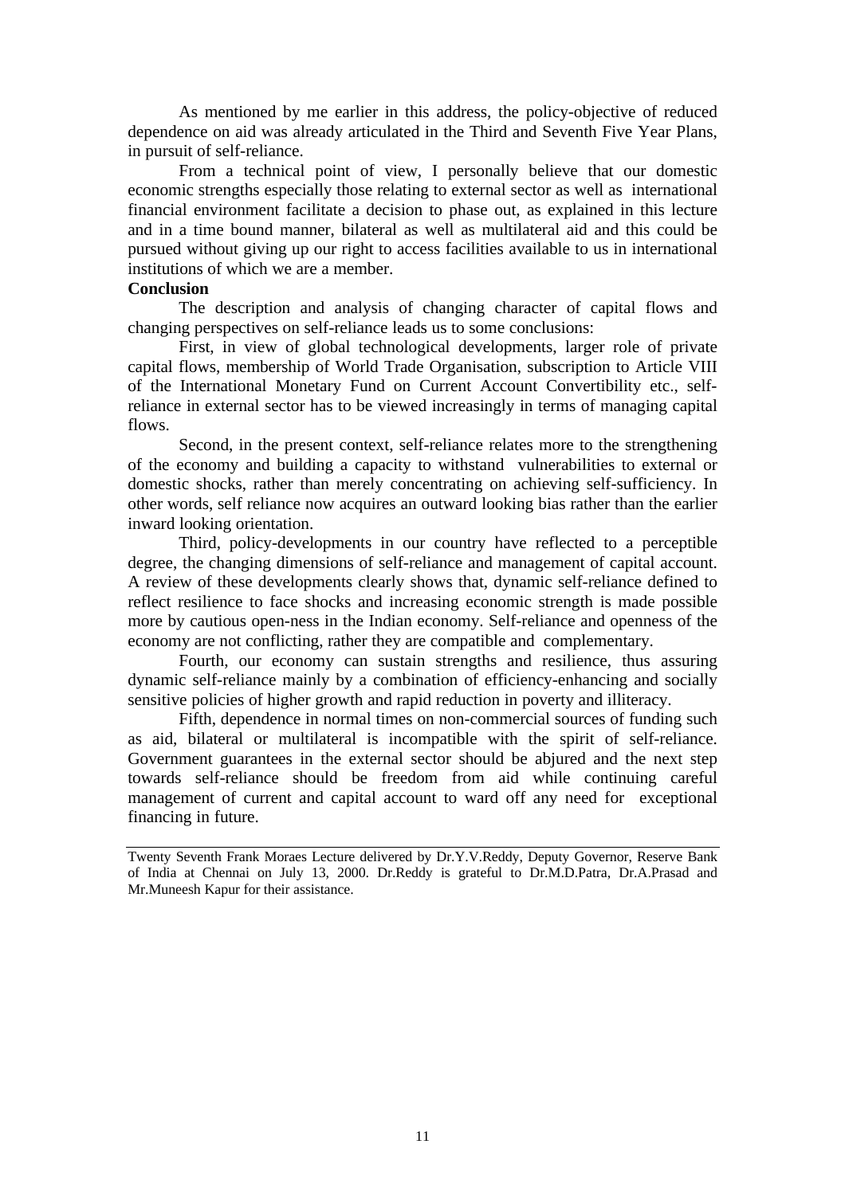As mentioned by me earlier in this address, the policy-objective of reduced dependence on aid was already articulated in the Third and Seventh Five Year Plans, in pursuit of self-reliance.

From a technical point of view, I personally believe that our domestic economic strengths especially those relating to external sector as well as international financial environment facilitate a decision to phase out, as explained in this lecture and in a time bound manner, bilateral as well as multilateral aid and this could be pursued without giving up our right to access facilities available to us in international institutions of which we are a member.

**Conclusion**

The description and analysis of changing character of capital flows and changing perspectives on self-reliance leads us to some conclusions:

First, in view of global technological developments, larger role of private capital flows, membership of World Trade Organisation, subscription to Article VIII of the International Monetary Fund on Current Account Convertibility etc., self-reliance in external sector has to be viewed increasingly in terms of managing capital flows.

Second, in the present context, self-reliance relates more to the strengthening of the economy and building a capacity to withstand vulnerabilities to external or domestic shocks, rather than merely concentrating on achieving self-sufficiency. In other words, self reliance now acquires an outward looking bias rather than the earlier inward looking orientation.

Third, policy-developments in our country have reflected to a perceptible degree, the changing dimensions of self-reliance and management of capital account. A review of these developments clearly shows that, dynamic self-reliance defined to reflect resilience to face shocks and increasing economic strength is made possible more by cautious open-ness in the Indian economy. Self-reliance and openness of the economy are not conflicting, rather they are compatible and complementary.

Fourth, our economy can sustain strengths and resilience, thus assuring dynamic self-reliance mainly by a combination of efficiency-enhancing and socially sensitive policies of higher growth and rapid reduction in poverty and illiteracy.

Fifth, dependence in normal times on non-commercial sources of funding such as aid, bilateral or multilateral is incompatible with the spirit of self-reliance. Government guarantees in the external sector should be abjured and the next step towards self-reliance should be freedom from aid while continuing careful management of current and capital account to ward off any need for exceptional financing in future.

---

Twenty Seventh Frank Moraes Lecture delivered by Dr.Y.V.Reddy, Deputy Governor, Reserve Bank of India at Chennai on July 13, 2000. Dr.Reddy is grateful to Dr.M.D.Patra, Dr.A.Prasad and Mr.Muneesh Kapur for their assistance.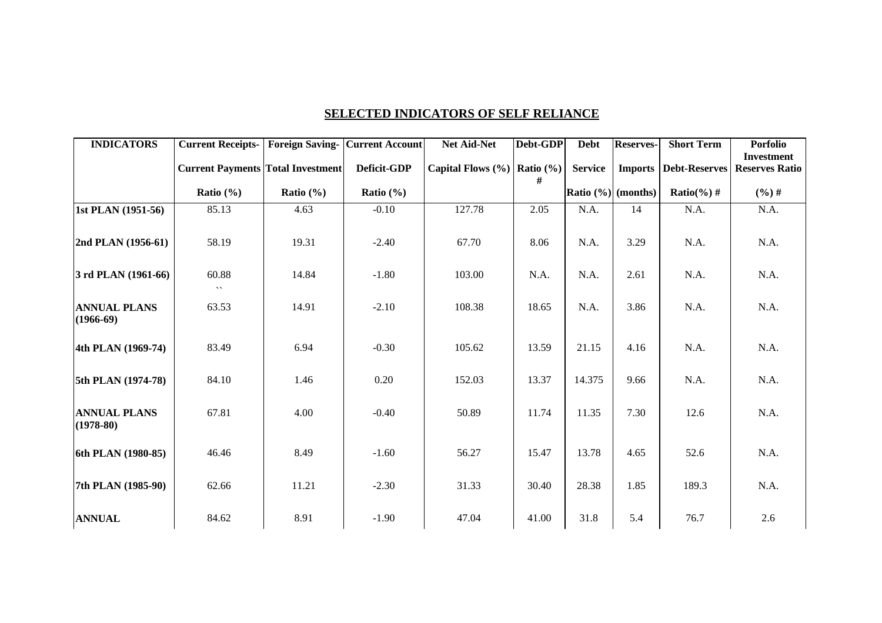## SELECTED INDICATORS OF SELF RELIANCE

| INDICATORS | Current Receipts- Current Payments Ratio (%) | Foreign Saving- Total Investment Ratio (%) | Current Account Deficit-GDP Ratio (%) | Net Aid-Net Capital Flows (%) | Debt-GDP Ratio (%) # | Debt Service Ratio (%) | Reserves- Imports (months) | Short Term Debt-Reserves Ratio(%) # | Porfolio Investment Reserves Ratio (%) # |
|---|---|---|---|---|---|---|---|---|---|
| 1st PLAN (1951-56) | 85.13 | 4.63 | -0.10 | 127.78 | 2.05 | N.A. | 14 | N.A. | N.A. |
| 2nd PLAN (1956-61) | 58.19 | 19.31 | -2.40 | 67.70 | 8.06 | N.A. | 3.29 | N.A. | N.A. |
| 3 rd PLAN (1961-66) | 60.88 `` | 14.84 | -1.80 | 103.00 | N.A. | N.A. | 2.61 | N.A. | N.A. |
| ANNUAL PLANS (1966-69) | 63.53 | 14.91 | -2.10 | 108.38 | 18.65 | N.A. | 3.86 | N.A. | N.A. |
| 4th PLAN (1969-74) | 83.49 | 6.94 | -0.30 | 105.62 | 13.59 | 21.15 | 4.16 | N.A. | N.A. |
| 5th PLAN (1974-78) | 84.10 | 1.46 | 0.20 | 152.03 | 13.37 | 14.375 | 9.66 | N.A. | N.A. |
| ANNUAL PLANS (1978-80) | 67.81 | 4.00 | -0.40 | 50.89 | 11.74 | 11.35 | 7.30 | 12.6 | N.A. |
| 6th PLAN (1980-85) | 46.46 | 8.49 | -1.60 | 56.27 | 15.47 | 13.78 | 4.65 | 52.6 | N.A. |
| 7th PLAN (1985-90) | 62.66 | 11.21 | -2.30 | 31.33 | 30.40 | 28.38 | 1.85 | 189.3 | N.A. |
| ANNUAL | 84.62 | 8.91 | -1.90 | 47.04 | 41.00 | 31.8 | 5.4 | 76.7 | 2.6 |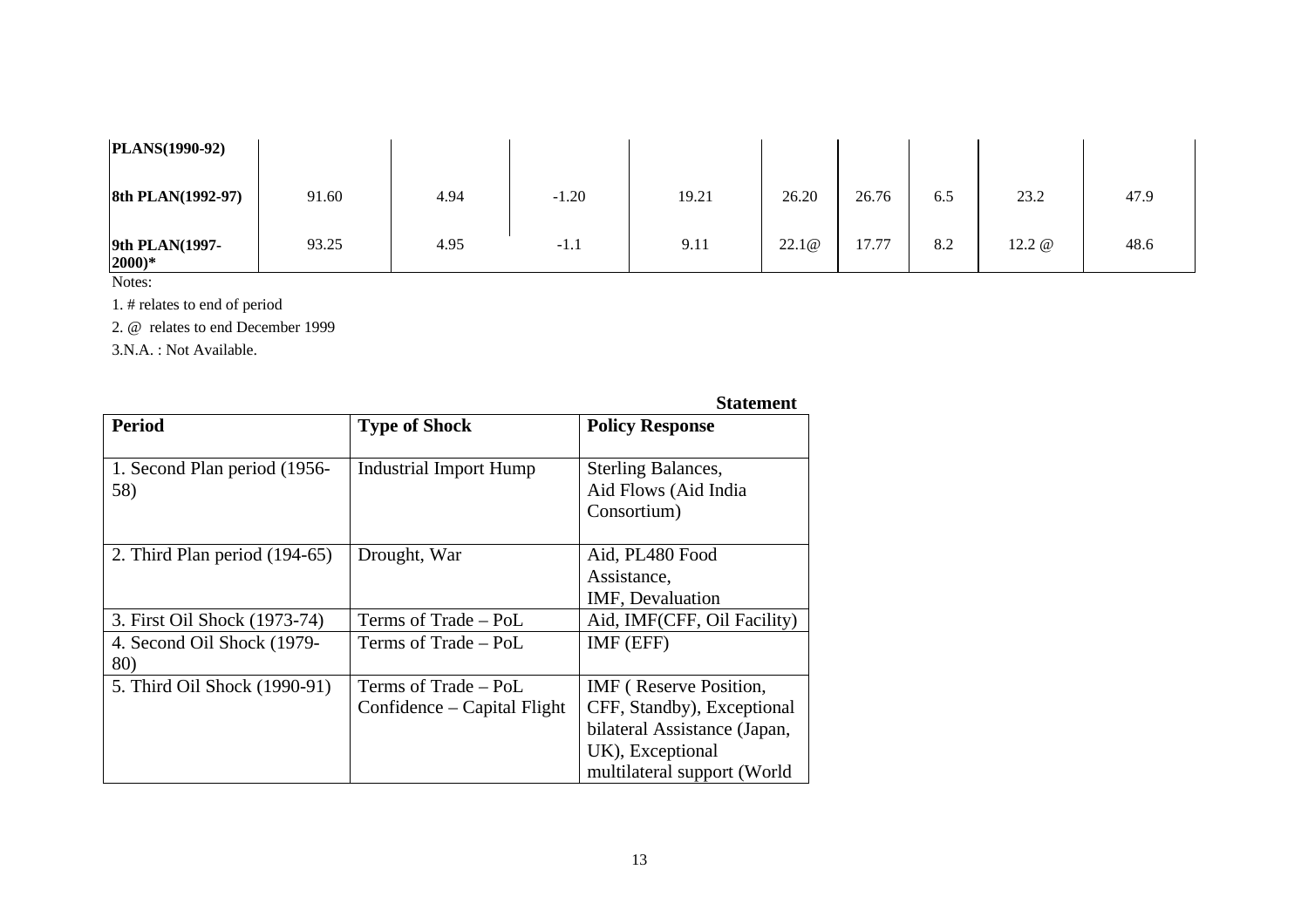| PLANS(1990-92) | | | | | | | | | |
|---|---|---|---|---|---|---|---|---|---|
| 8th PLAN(1992-97) | 91.60 | 4.94 | -1.20 | 19.21 | 26.20 | 26.76 | 6.5 | 23.2 | 47.9 |
| 9th PLAN(1997-2000)* | 93.25 | 4.95 | -1.1 | 9.11 | 22.1@ | 17.77 | 8.2 | 12.2 @ | 48.6 |

Notes:

1. # relates to end of period

2. @ relates to end December 1999

3.N.A. : Not Available.

**Statement**

| Period | Type of Shock | Policy Response |
|---|---|---|
| 1. Second Plan period (1956-58) | Industrial Import Hump | Sterling Balances, Aid Flows (Aid India Consortium) |
| 2. Third Plan period (194-65) | Drought, War | Aid, PL480 Food Assistance, IMF, Devaluation |
| 3. First Oil Shock (1973-74) | Terms of Trade – PoL | Aid, IMF(CFF, Oil Facility) |
| 4. Second Oil Shock (1979-80) | Terms of Trade – PoL | IMF (EFF) |
| 5. Third Oil Shock (1990-91) | Terms of Trade – PoL Confidence – Capital Flight | IMF ( Reserve Position, CFF, Standby), Exceptional bilateral Assistance (Japan, UK), Exceptional multilateral support (World |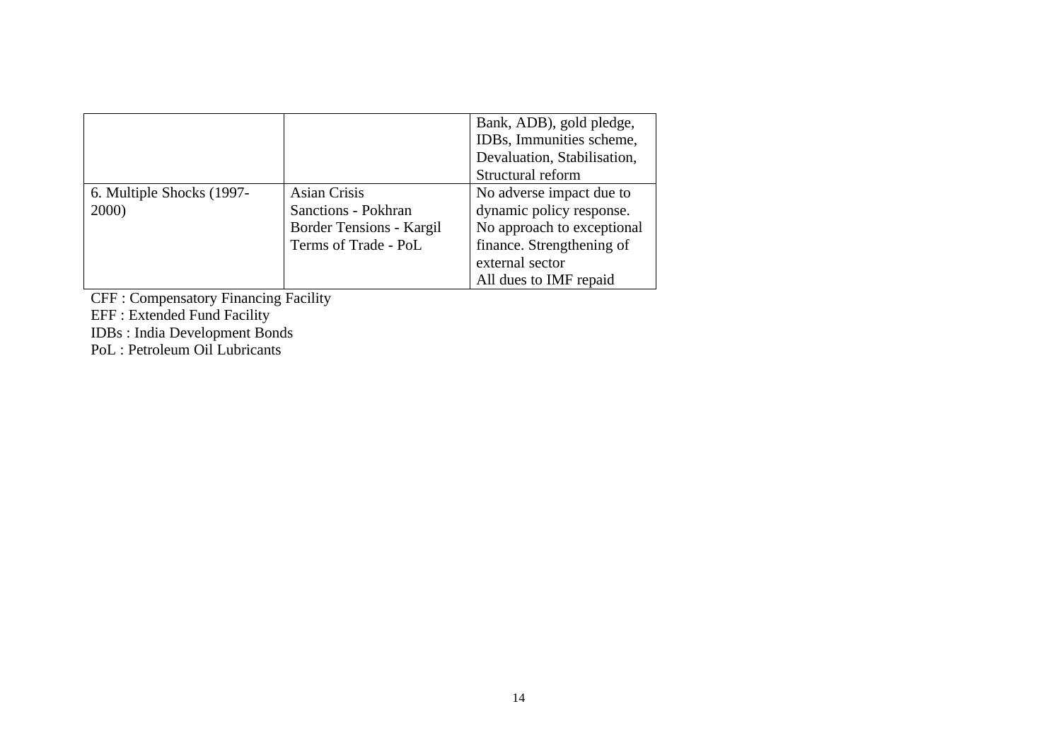| | | |
|---|---|---|
| | | Bank, ADB), gold pledge, IDBs, Immunities scheme, Devaluation, Stabilisation, Structural reform |
| 6. Multiple Shocks (1997-2000) | Asian Crisis<br>Sanctions - Pokhran<br>Border Tensions - Kargil<br>Terms of Trade - PoL | No adverse impact due to dynamic policy response. No approach to exceptional finance. Strengthening of external sector<br>All dues to IMF repaid |

CFF : Compensatory Financing Facility
EFF : Extended Fund Facility
IDBs : India Development Bonds
PoL : Petroleum Oil Lubricants